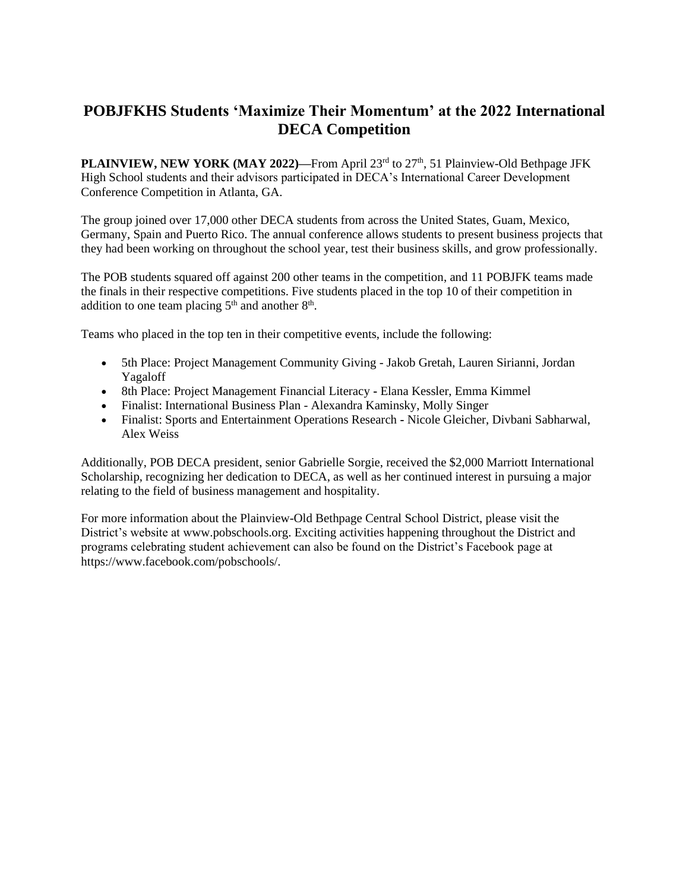# POBJFKHS Students 'Maximize Their Momentum' at the 2022 International DECA Competition

**PLAINVIEW, NEW YORK (MAY 2022)—**From April 23rd to 27th, 51 Plainview-Old Bethpage JFK High School students and their advisors participated in DECA's International Career Development Conference Competition in Atlanta, GA.

The group joined over 17,000 other DECA students from across the United States, Guam, Mexico, Germany, Spain and Puerto Rico. The annual conference allows students to present business projects that they had been working on throughout the school year, test their business skills, and grow professionally.

The POB students squared off against 200 other teams in the competition, and 11 POBJFK teams made the finals in their respective competitions. Five students placed in the top 10 of their competition in addition to one team placing 5th and another 8th.

Teams who placed in the top ten in their competitive events, include the following:

- 5th Place: Project Management Community Giving - Jakob Gretah, Lauren Sirianni, Jordan Yagaloff
- 8th Place: Project Management Financial Literacy - Elana Kessler, Emma Kimmel
- Finalist: International Business Plan - Alexandra Kaminsky, Molly Singer
- Finalist: Sports and Entertainment Operations Research - Nicole Gleicher, Divbani Sabharwal, Alex Weiss

Additionally, POB DECA president, senior Gabrielle Sorgie, received the $2,000 Marriott International Scholarship, recognizing her dedication to DECA, as well as her continued interest in pursuing a major relating to the field of business management and hospitality.

For more information about the Plainview-Old Bethpage Central School District, please visit the District's website at www.pobschools.org. Exciting activities happening throughout the District and programs celebrating student achievement can also be found on the District's Facebook page at https://www.facebook.com/pobschools/.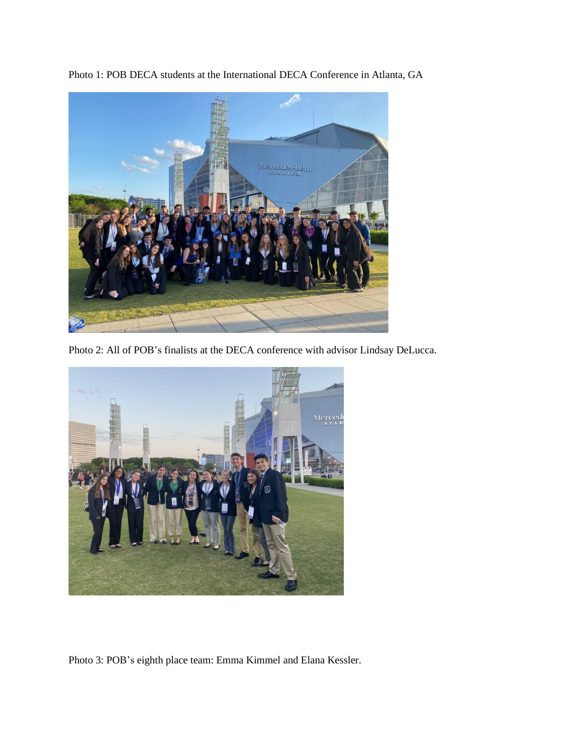Photo 1: POB DECA students at the International DECA Conference in Atlanta, GA

Photo 2: All of POB's finalists at the DECA conference with advisor Lindsay DeLucca.

Photo 3: POB's eighth place team: Emma Kimmel and Elana Kessler.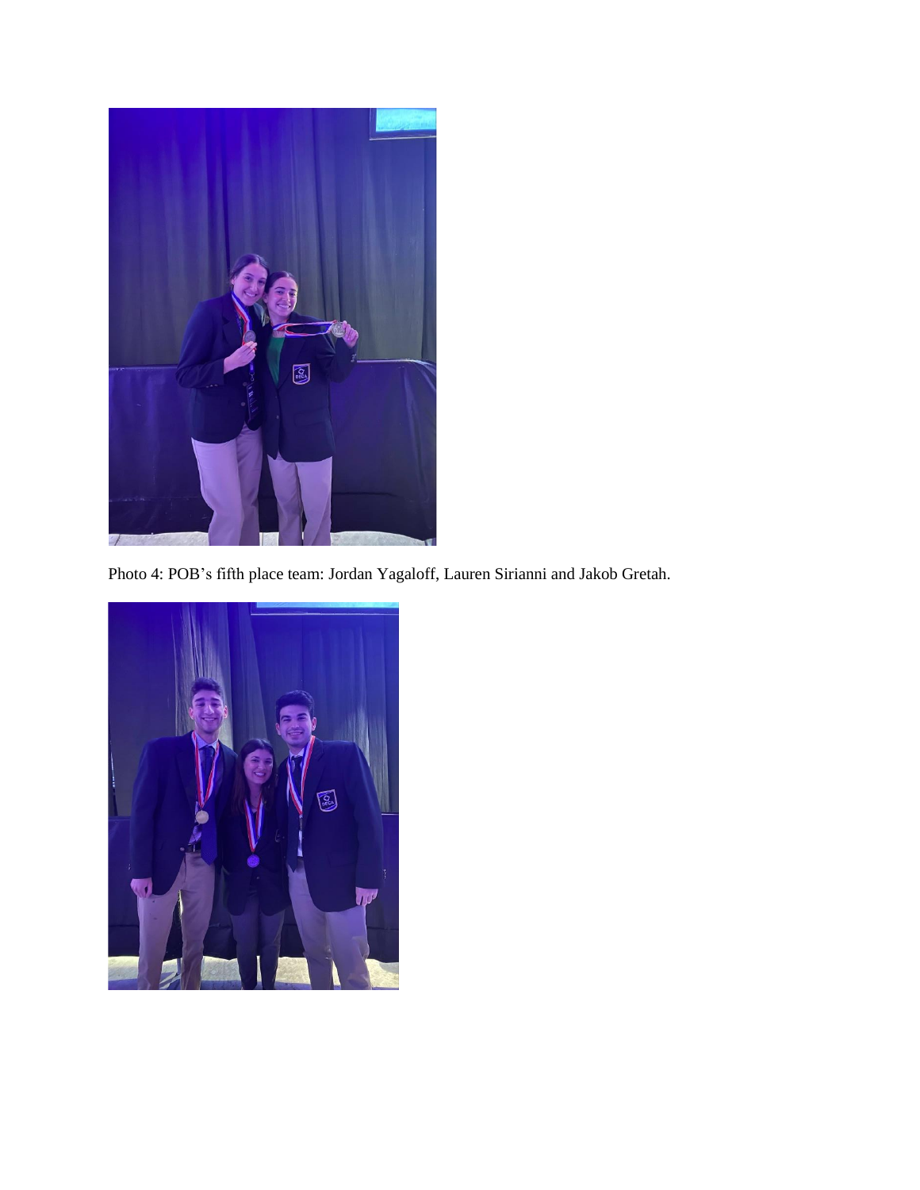Photo 4: POB's fifth place team: Jordan Yagaloff, Lauren Sirianni and Jakob Gretah.